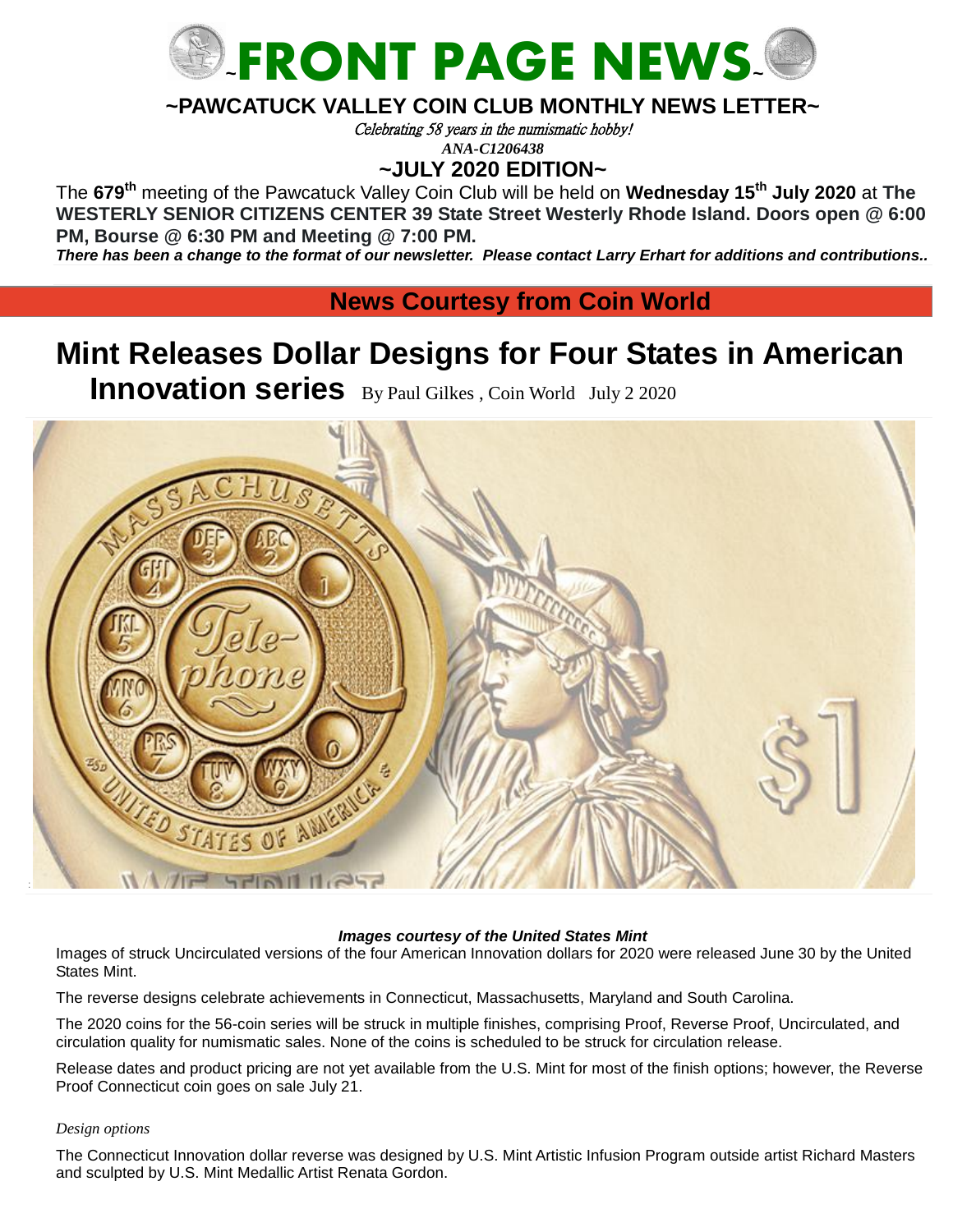# ~FRONT PAGE NEWS~

## ~PAWCATUCK VALLEY COIN CLUB MONTHLY NEWS LETTER~

*Celebrating 58 years in the numismatic hobby!*

*ANA-C1206438*

## ~JULY 2020 EDITION~

The **679th** meeting of the Pawcatuck Valley Coin Club will be held on **Wednesday 15th July 2020** at **The WESTERLY SENIOR CITIZENS CENTER 39 State Street Westerly Rhode Island. Doors open @ 6:00 PM, Bourse @ 6:30 PM and Meeting @ 7:00 PM.**

***There has been a change to the format of our newsletter. Please contact Larry Erhart for additions and contributions..***

## News Courtesy from Coin World

# Mint Releases Dollar Designs for Four States in American Innovation series

By Paul Gilkes , Coin World July 2 2020

***Images courtesy of the United States Mint***

Images of struck Uncirculated versions of the four American Innovation dollars for 2020 were released June 30 by the United States Mint.

The reverse designs celebrate achievements in Connecticut, Massachusetts, Maryland and South Carolina.

The 2020 coins for the 56-coin series will be struck in multiple finishes, comprising Proof, Reverse Proof, Uncirculated, and circulation quality for numismatic sales. None of the coins is scheduled to be struck for circulation release.

Release dates and product pricing are not yet available from the U.S. Mint for most of the finish options; however, the Reverse Proof Connecticut coin goes on sale July 21.

*Design options*

The Connecticut Innovation dollar reverse was designed by U.S. Mint Artistic Infusion Program outside artist Richard Masters and sculpted by U.S. Mint Medallic Artist Renata Gordon.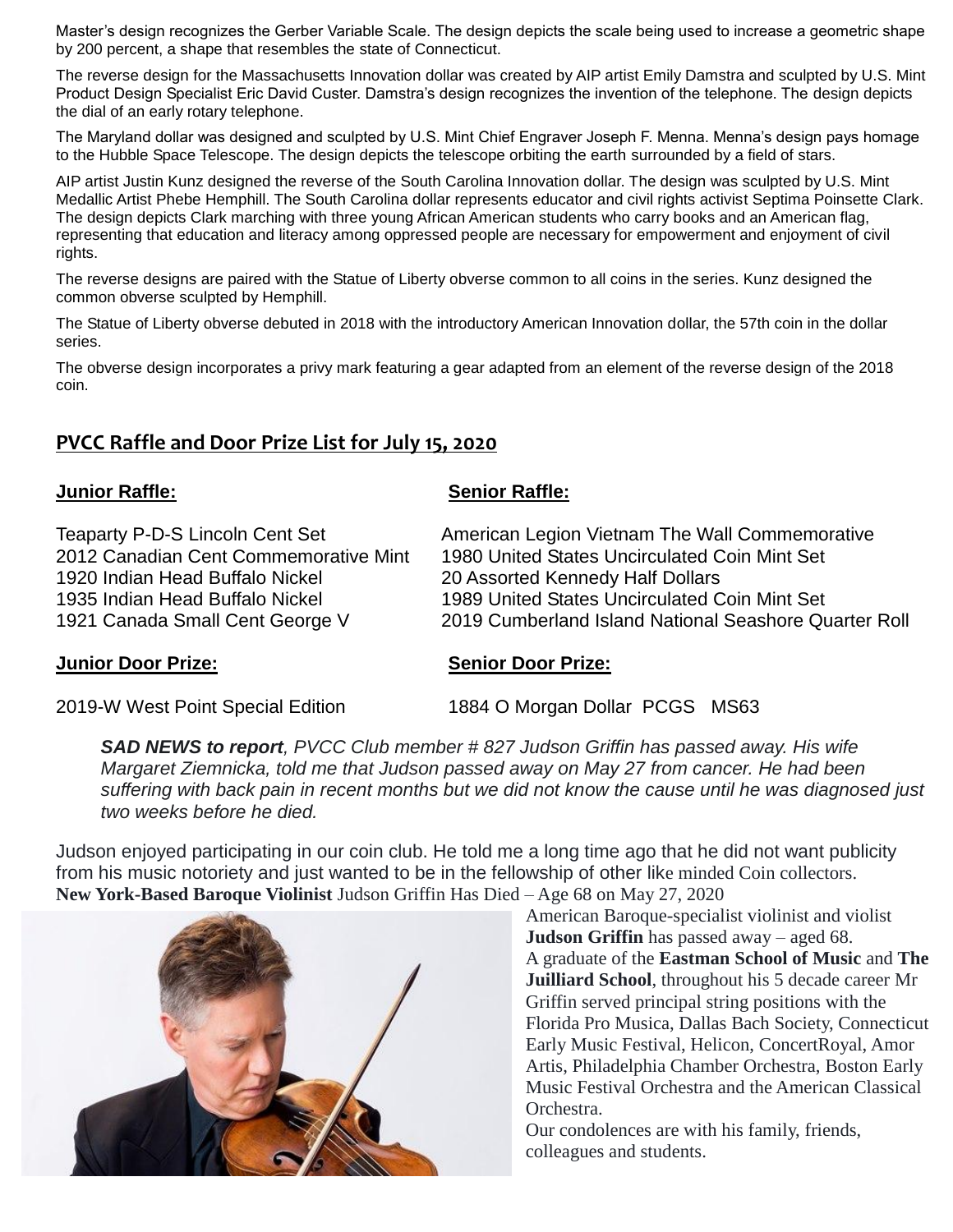Master's design recognizes the Gerber Variable Scale. The design depicts the scale being used to increase a geometric shape by 200 percent, a shape that resembles the state of Connecticut.

The reverse design for the Massachusetts Innovation dollar was created by AIP artist Emily Damstra and sculpted by U.S. Mint Product Design Specialist Eric David Custer. Damstra's design recognizes the invention of the telephone. The design depicts the dial of an early rotary telephone.

The Maryland dollar was designed and sculpted by U.S. Mint Chief Engraver Joseph F. Menna. Menna's design pays homage to the Hubble Space Telescope. The design depicts the telescope orbiting the earth surrounded by a field of stars.

AIP artist Justin Kunz designed the reverse of the South Carolina Innovation dollar. The design was sculpted by U.S. Mint Medallic Artist Phebe Hemphill. The South Carolina dollar represents educator and civil rights activist Septima Poinsette Clark. The design depicts Clark marching with three young African American students who carry books and an American flag, representing that education and literacy among oppressed people are necessary for empowerment and enjoyment of civil rights.

The reverse designs are paired with the Statue of Liberty obverse common to all coins in the series. Kunz designed the common obverse sculpted by Hemphill.

The Statue of Liberty obverse debuted in 2018 with the introductory American Innovation dollar, the 57th coin in the dollar series.

The obverse design incorporates a privy mark featuring a gear adapted from an element of the reverse design of the 2018 coin.

## PVCC Raffle and Door Prize List for July 15, 2020

**Junior Raffle:**

Teaparty P-D-S Lincoln Cent Set
2012 Canadian Cent Commemorative Mint
1920 Indian Head Buffalo Nickel
1935 Indian Head Buffalo Nickel
1921 Canada Small Cent George V

**Senior Raffle:**

American Legion Vietnam The Wall Commemorative
1980 United States Uncirculated Coin Mint Set
20 Assorted Kennedy Half Dollars
1989 United States Uncirculated Coin Mint Set
2019 Cumberland Island National Seashore Quarter Roll

**Junior Door Prize:**

2019-W West Point Special Edition

**Senior Door Prize:**

1884 O Morgan Dollar PCGS MS63

***SAD NEWS to report****, PVCC Club member # 827 Judson Griffin has passed away. His wife Margaret Ziemnicka, told me that Judson passed away on May 27 from cancer. He had been suffering with back pain in recent months but we did not know the cause until he was diagnosed just two weeks before he died.*

Judson enjoyed participating in our coin club. He told me a long time ago that he did not want publicity from his music notoriety and just wanted to be in the fellowship of other like minded Coin collectors.

**New York-Based Baroque Violinist** Judson Griffin Has Died – Age 68 on May 27, 2020

American Baroque-specialist violinist and violist **Judson Griffin** has passed away – aged 68.

A graduate of the **Eastman School of Music** and **The Juilliard School**, throughout his 5 decade career Mr Griffin served principal string positions with the Florida Pro Musica, Dallas Bach Society, Connecticut Early Music Festival, Helicon, ConcertRoyal, Amor Artis, Philadelphia Chamber Orchestra, Boston Early Music Festival Orchestra and the American Classical Orchestra.

Our condolences are with his family, friends, colleagues and students.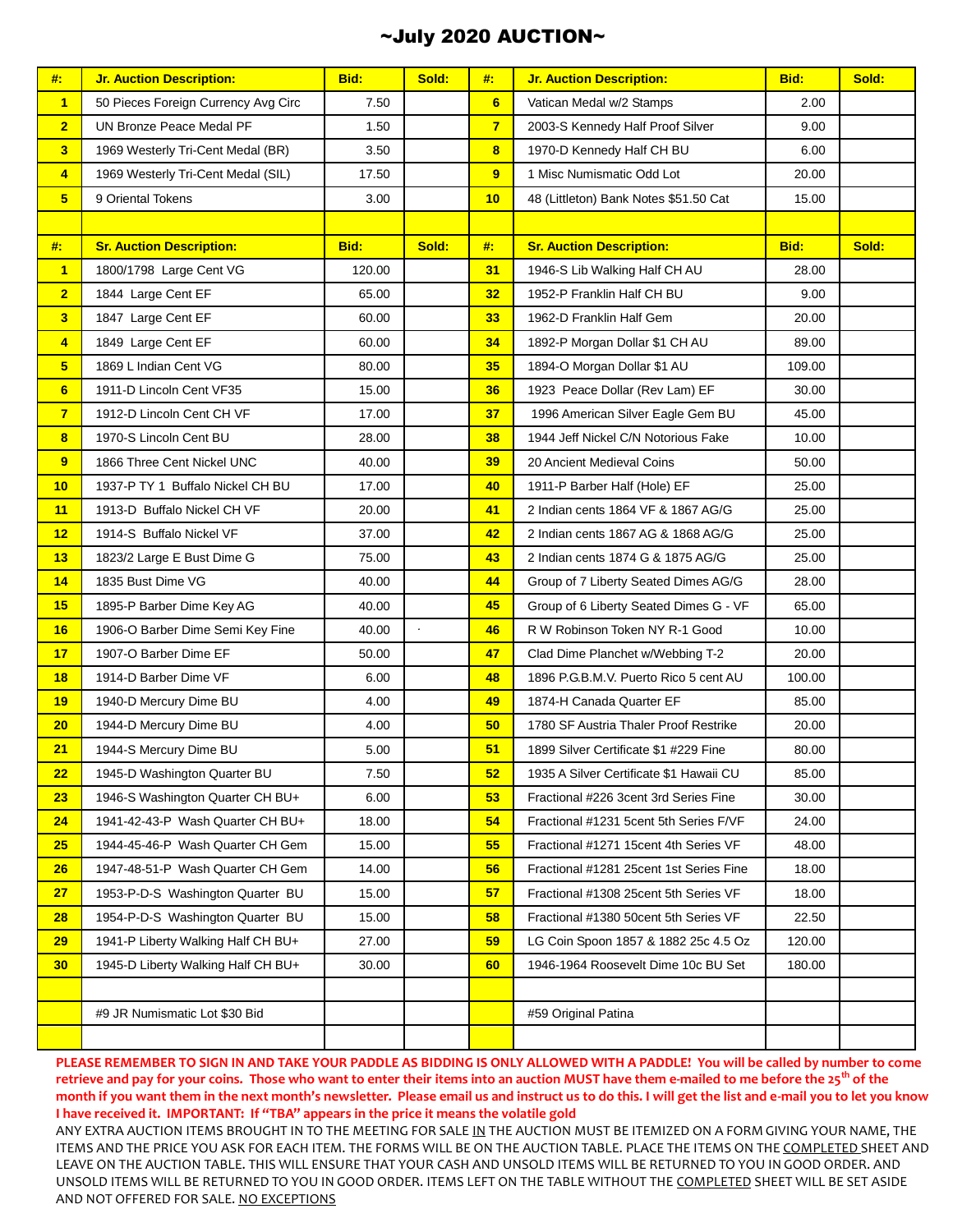# ~July 2020 AUCTION~

| #: | Jr. Auction Description: | Bid: | Sold: | #: | Jr. Auction Description: | Bid: | Sold: |
|---|---|---|---|---|---|---|---|
| 1 | 50 Pieces Foreign Currency Avg Circ | 7.50 | | 6 | Vatican Medal w/2 Stamps | 2.00 | |
| 2 | UN Bronze Peace Medal PF | 1.50 | | 7 | 2003-S Kennedy Half Proof Silver | 9.00 | |
| 3 | 1969 Westerly Tri-Cent Medal (BR) | 3.50 | | 8 | 1970-D Kennedy Half CH BU | 6.00 | |
| 4 | 1969 Westerly Tri-Cent Medal (SIL) | 17.50 | | 9 | 1 Misc Numismatic Odd Lot | 20.00 | |
| 5 | 9 Oriental Tokens | 3.00 | | 10 | 48 (Littleton) Bank Notes $51.50 Cat | 15.00 | |

| #: | Sr. Auction Description: | Bid: | Sold: | #: | Sr. Auction Description: | Bid: | Sold: |
|---|---|---|---|---|---|---|---|
| 1 | 1800/1798 Large Cent VG | 120.00 | | 31 | 1946-S Lib Walking Half CH AU | 28.00 | |
| 2 | 1844 Large Cent EF | 65.00 | | 32 | 1952-P Franklin Half CH BU | 9.00 | |
| 3 | 1847 Large Cent EF | 60.00 | | 33 | 1962-D Franklin Half Gem | 20.00 | |
| 4 | 1849 Large Cent EF | 60.00 | | 34 | 1892-P Morgan Dollar $1 CH AU | 89.00 | |
| 5 | 1869 L Indian Cent VG | 80.00 | | 35 | 1894-O Morgan Dollar $1 AU | 109.00 | |
| 6 | 1911-D Lincoln Cent VF35 | 15.00 | | 36 | 1923 Peace Dollar (Rev Lam) EF | 30.00 | |
| 7 | 1912-D Lincoln Cent CH VF | 17.00 | | 37 | 1996 American Silver Eagle Gem BU | 45.00 | |
| 8 | 1970-S Lincoln Cent BU | 28.00 | | 38 | 1944 Jeff Nickel C/N Notorious Fake | 10.00 | |
| 9 | 1866 Three Cent Nickel UNC | 40.00 | | 39 | 20 Ancient Medieval Coins | 50.00 | |
| 10 | 1937-P TY 1 Buffalo Nickel CH BU | 17.00 | | 40 | 1911-P Barber Half (Hole) EF | 25.00 | |
| 11 | 1913-D Buffalo Nickel CH VF | 20.00 | | 41 | 2 Indian cents 1864 VF & 1867 AG/G | 25.00 | |
| 12 | 1914-S Buffalo Nickel VF | 37.00 | | 42 | 2 Indian cents 1867 AG & 1868 AG/G | 25.00 | |
| 13 | 1823/2 Large E Bust Dime G | 75.00 | | 43 | 2 Indian cents 1874 G & 1875 AG/G | 25.00 | |
| 14 | 1835 Bust Dime VG | 40.00 | | 44 | Group of 7 Liberty Seated Dimes AG/G | 28.00 | |
| 15 | 1895-P Barber Dime Key AG | 40.00 | | 45 | Group of 6 Liberty Seated Dimes G - VF | 65.00 | |
| 16 | 1906-O Barber Dime Semi Key Fine | 40.00 | | 46 | R W Robinson Token NY R-1 Good | 10.00 | |
| 17 | 1907-O Barber Dime EF | 50.00 | | 47 | Clad Dime Planchet w/Webbing T-2 | 20.00 | |
| 18 | 1914-D Barber Dime VF | 6.00 | | 48 | 1896 P.G.B.M.V. Puerto Rico 5 cent AU | 100.00 | |
| 19 | 1940-D Mercury Dime BU | 4.00 | | 49 | 1874-H Canada Quarter EF | 85.00 | |
| 20 | 1944-D Mercury Dime BU | 4.00 | | 50 | 1780 SF Austria Thaler Proof Restrike | 20.00 | |
| 21 | 1944-S Mercury Dime BU | 5.00 | | 51 | 1899 Silver Certificate $1 #229 Fine | 80.00 | |
| 22 | 1945-D Washington Quarter BU | 7.50 | | 52 | 1935 A Silver Certificate $1 Hawaii CU | 85.00 | |
| 23 | 1946-S Washington Quarter CH BU+ | 6.00 | | 53 | Fractional #226 3cent 3rd Series Fine | 30.00 | |
| 24 | 1941-42-43-P Wash Quarter CH BU+ | 18.00 | | 54 | Fractional #1231 5cent 5th Series F/VF | 24.00 | |
| 25 | 1944-45-46-P Wash Quarter CH Gem | 15.00 | | 55 | Fractional #1271 15cent 4th Series VF | 48.00 | |
| 26 | 1947-48-51-P Wash Quarter CH Gem | 14.00 | | 56 | Fractional #1281 25cent 1st Series Fine | 18.00 | |
| 27 | 1953-P-D-S Washington Quarter BU | 15.00 | | 57 | Fractional #1308 25cent 5th Series VF | 18.00 | |
| 28 | 1954-P-D-S Washington Quarter BU | 15.00 | | 58 | Fractional #1380 50cent 5th Series VF | 22.50 | |
| 29 | 1941-P Liberty Walking Half CH BU+ | 27.00 | | 59 | LG Coin Spoon 1857 & 1882 25c 4.5 Oz | 120.00 | |
| 30 | 1945-D Liberty Walking Half CH BU+ | 30.00 | | 60 | 1946-1964 Roosevelt Dime 10c BU Set | 180.00 | |
| | | | | | | | |
| | #9 JR Numismatic Lot $30 Bid | | | | #59 Original Patina | | |

**PLEASE REMEMBER TO SIGN IN AND TAKE YOUR PADDLE AS BIDDING IS ONLY ALLOWED WITH A PADDLE! You will be called by number to come retrieve and pay for your coins. Those who want to enter their items into an auction MUST have them e-mailed to me before the 25th of the month if you want them in the next month's newsletter. Please email us and instruct us to do this. I will get the list and e-mail you to let you know I have received it. IMPORTANT: If "TBA" appears in the price it means the volatile gold**

ANY EXTRA AUCTION ITEMS BROUGHT IN TO THE MEETING FOR SALE IN THE AUCTION MUST BE ITEMIZED ON A FORM GIVING YOUR NAME, THE ITEMS AND THE PRICE YOU ASK FOR EACH ITEM. THE FORMS WILL BE ON THE AUCTION TABLE. PLACE THE ITEMS ON THE COMPLETED SHEET AND LEAVE ON THE AUCTION TABLE. THIS WILL ENSURE THAT YOUR CASH AND UNSOLD ITEMS WILL BE RETURNED TO YOU IN GOOD ORDER. AND UNSOLD ITEMS WILL BE RETURNED TO YOU IN GOOD ORDER. ITEMS LEFT ON THE TABLE WITHOUT THE COMPLETED SHEET WILL BE SET ASIDE AND NOT OFFERED FOR SALE. NO EXCEPTIONS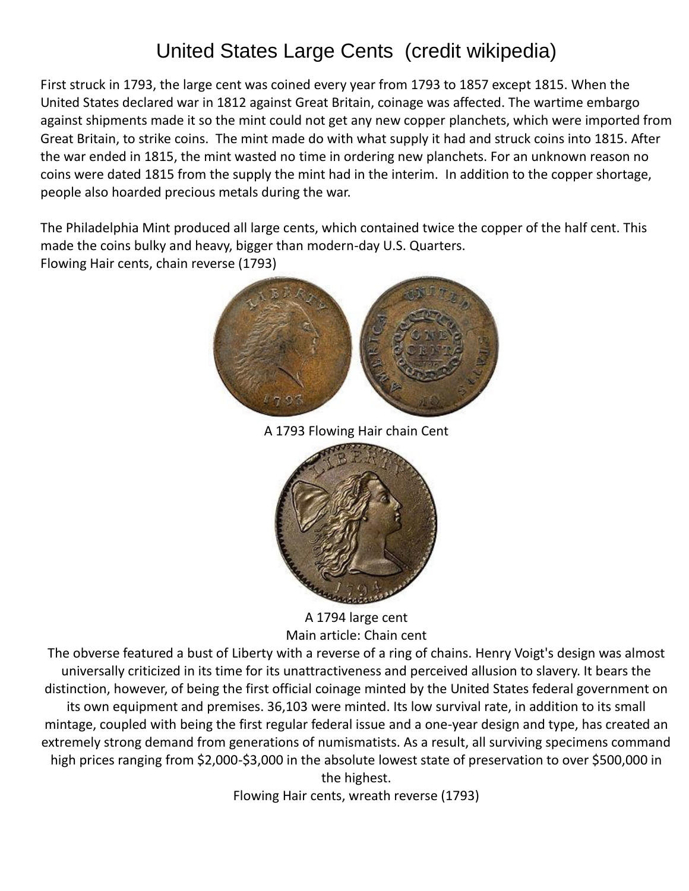# United States Large Cents (credit wikipedia)

First struck in 1793, the large cent was coined every year from 1793 to 1857 except 1815. When the United States declared war in 1812 against Great Britain, coinage was affected. The wartime embargo against shipments made it so the mint could not get any new copper planchets, which were imported from Great Britain, to strike coins. The mint made do with what supply it had and struck coins into 1815. After the war ended in 1815, the mint wasted no time in ordering new planchets. For an unknown reason no coins were dated 1815 from the supply the mint had in the interim. In addition to the copper shortage, people also hoarded precious metals during the war.

The Philadelphia Mint produced all large cents, which contained twice the copper of the half cent. This made the coins bulky and heavy, bigger than modern-day U.S. Quarters.

Flowing Hair cents, chain reverse (1793)

A 1793 Flowing Hair chain Cent

A 1794 large cent

Main article: Chain cent

The obverse featured a bust of Liberty with a reverse of a ring of chains. Henry Voigt's design was almost universally criticized in its time for its unattractiveness and perceived allusion to slavery. It bears the distinction, however, of being the first official coinage minted by the United States federal government on its own equipment and premises. 36,103 were minted. Its low survival rate, in addition to its small mintage, coupled with being the first regular federal issue and a one-year design and type, has created an extremely strong demand from generations of numismatists. As a result, all surviving specimens command high prices ranging from $2,000-$3,000 in the absolute lowest state of preservation to over $500,000 in the highest.

Flowing Hair cents, wreath reverse (1793)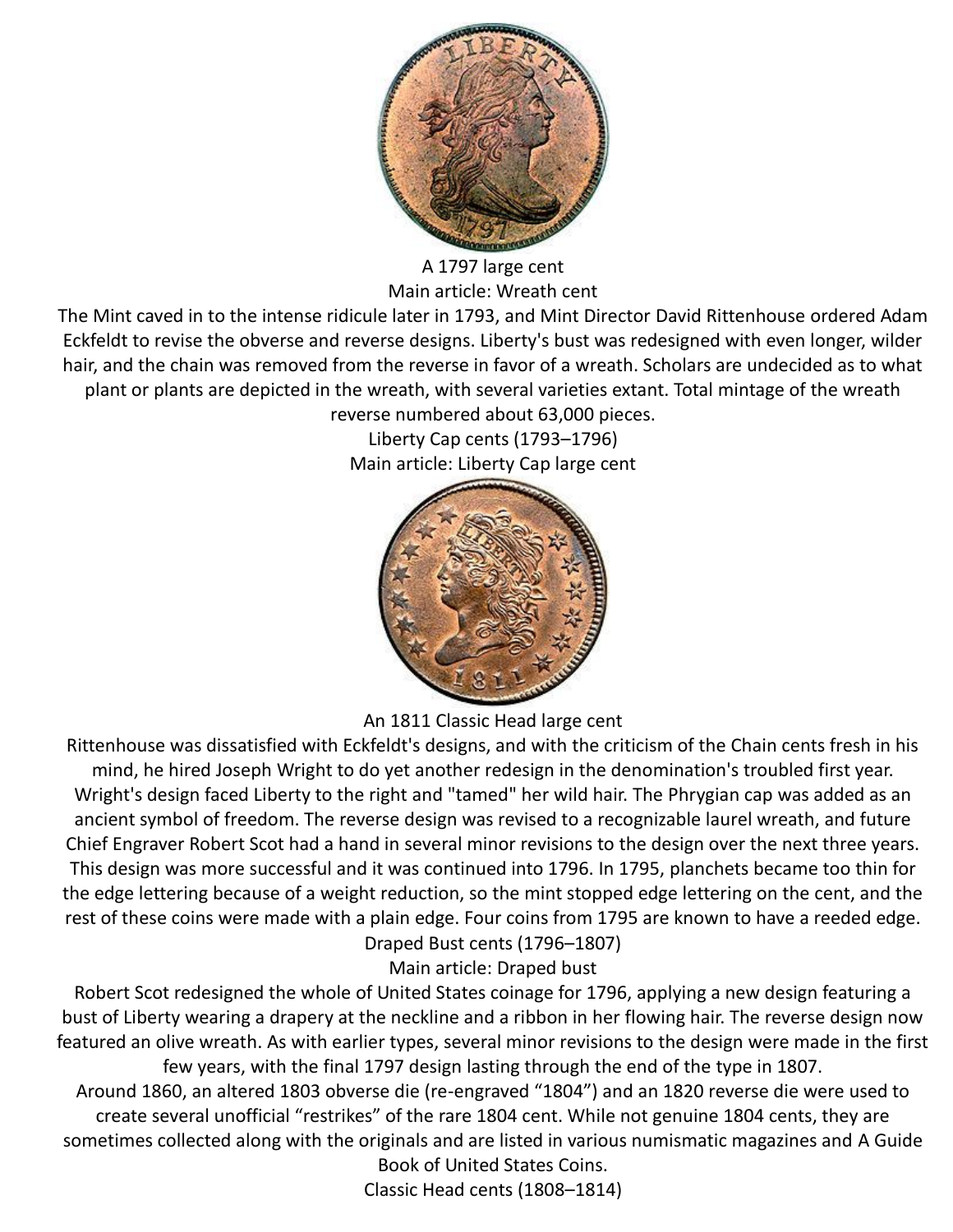A 1797 large cent

Main article: Wreath cent

The Mint caved in to the intense ridicule later in 1793, and Mint Director David Rittenhouse ordered Adam Eckfeldt to revise the obverse and reverse designs. Liberty's bust was redesigned with even longer, wilder hair, and the chain was removed from the reverse in favor of a wreath. Scholars are undecided as to what plant or plants are depicted in the wreath, with several varieties extant. Total mintage of the wreath reverse numbered about 63,000 pieces.

## Liberty Cap cents (1793–1796)

Main article: Liberty Cap large cent

An 1811 Classic Head large cent

Rittenhouse was dissatisfied with Eckfeldt's designs, and with the criticism of the Chain cents fresh in his mind, he hired Joseph Wright to do yet another redesign in the denomination's troubled first year. Wright's design faced Liberty to the right and "tamed" her wild hair. The Phrygian cap was added as an ancient symbol of freedom. The reverse design was revised to a recognizable laurel wreath, and future Chief Engraver Robert Scot had a hand in several minor revisions to the design over the next three years. This design was more successful and it was continued into 1796. In 1795, planchets became too thin for the edge lettering because of a weight reduction, so the mint stopped edge lettering on the cent, and the rest of these coins were made with a plain edge. Four coins from 1795 are known to have a reeded edge.

## Draped Bust cents (1796–1807)

Main article: Draped bust

Robert Scot redesigned the whole of United States coinage for 1796, applying a new design featuring a bust of Liberty wearing a drapery at the neckline and a ribbon in her flowing hair. The reverse design now featured an olive wreath. As with earlier types, several minor revisions to the design were made in the first few years, with the final 1797 design lasting through the end of the type in 1807.

Around 1860, an altered 1803 obverse die (re-engraved "1804") and an 1820 reverse die were used to create several unofficial "restrikes" of the rare 1804 cent. While not genuine 1804 cents, they are sometimes collected along with the originals and are listed in various numismatic magazines and A Guide Book of United States Coins.

## Classic Head cents (1808–1814)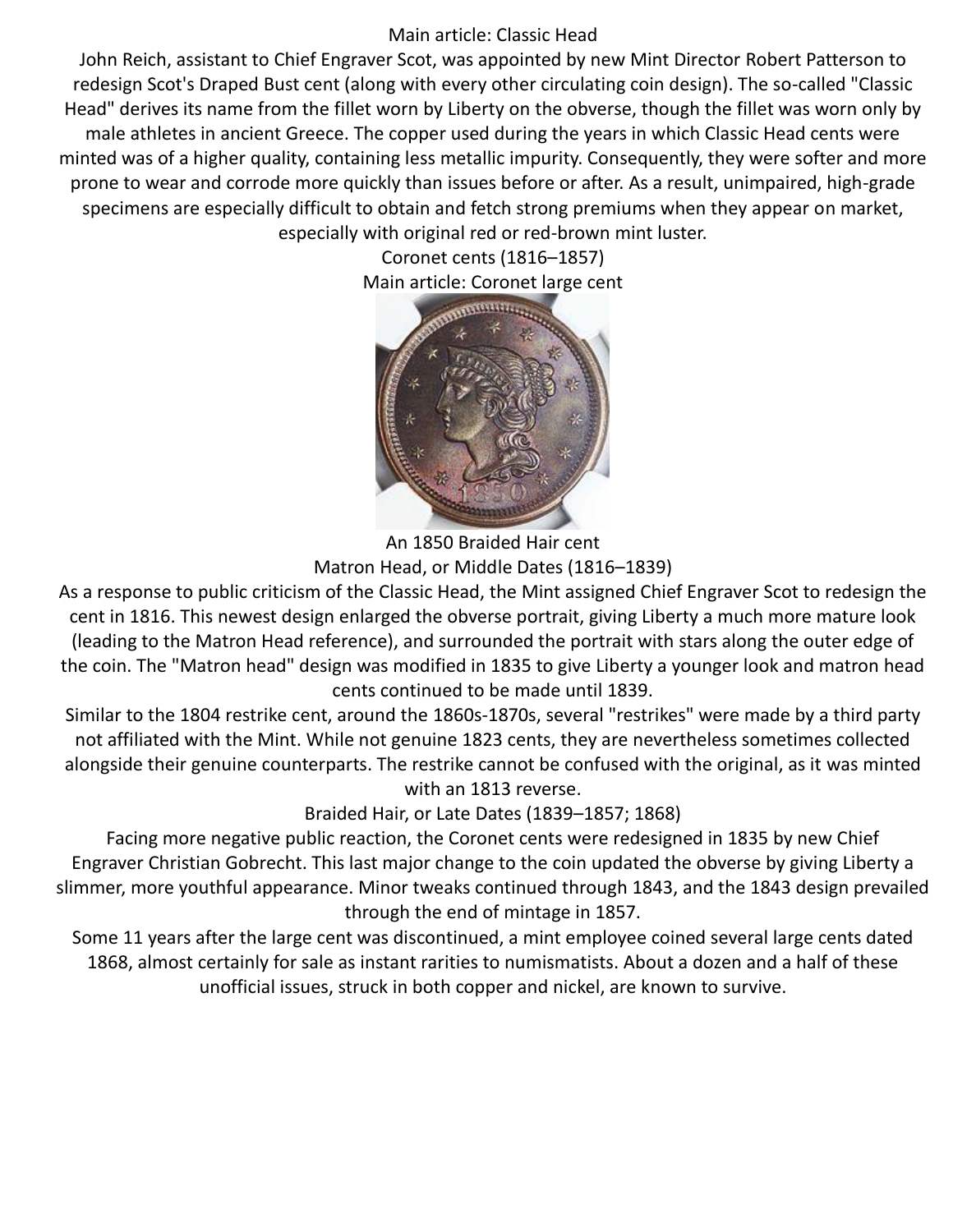Main article: Classic Head

John Reich, assistant to Chief Engraver Scot, was appointed by new Mint Director Robert Patterson to redesign Scot's Draped Bust cent (along with every other circulating coin design). The so-called "Classic Head" derives its name from the fillet worn by Liberty on the obverse, though the fillet was worn only by male athletes in ancient Greece. The copper used during the years in which Classic Head cents were minted was of a higher quality, containing less metallic impurity. Consequently, they were softer and more prone to wear and corrode more quickly than issues before or after. As a result, unimpaired, high-grade specimens are especially difficult to obtain and fetch strong premiums when they appear on market, especially with original red or red-brown mint luster.

## Coronet cents (1816–1857)

Main article: Coronet large cent

An 1850 Braided Hair cent

### Matron Head, or Middle Dates (1816–1839)

As a response to public criticism of the Classic Head, the Mint assigned Chief Engraver Scot to redesign the cent in 1816. This newest design enlarged the obverse portrait, giving Liberty a much more mature look (leading to the Matron Head reference), and surrounded the portrait with stars along the outer edge of the coin. The "Matron head" design was modified in 1835 to give Liberty a younger look and matron head cents continued to be made until 1839.

Similar to the 1804 restrike cent, around the 1860s-1870s, several "restrikes" were made by a third party not affiliated with the Mint. While not genuine 1823 cents, they are nevertheless sometimes collected alongside their genuine counterparts. The restrike cannot be confused with the original, as it was minted with an 1813 reverse.

### Braided Hair, or Late Dates (1839–1857; 1868)

Facing more negative public reaction, the Coronet cents were redesigned in 1835 by new Chief Engraver Christian Gobrecht. This last major change to the coin updated the obverse by giving Liberty a slimmer, more youthful appearance. Minor tweaks continued through 1843, and the 1843 design prevailed through the end of mintage in 1857.

Some 11 years after the large cent was discontinued, a mint employee coined several large cents dated 1868, almost certainly for sale as instant rarities to numismatists. About a dozen and a half of these unofficial issues, struck in both copper and nickel, are known to survive.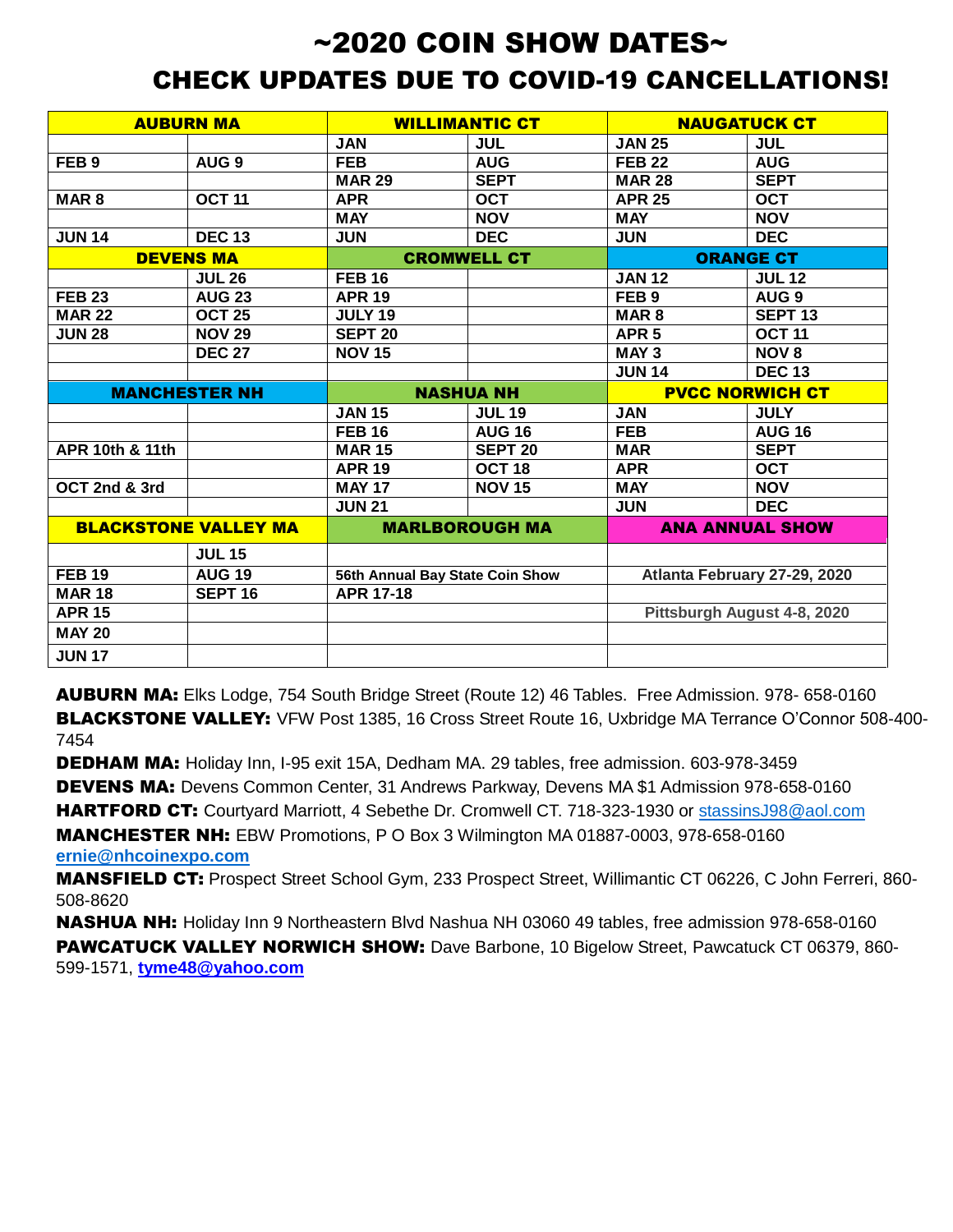# ~2020 COIN SHOW DATES~

## CHECK UPDATES DUE TO COVID-19 CANCELLATIONS!

| AUBURN MA | | WILLIMANTIC CT | | NAUGATUCK CT | |
|---|---|---|---|---|---|
| | | JAN | JUL | JAN 25 | JUL |
| FEB 9 | AUG 9 | FEB | AUG | FEB 22 | AUG |
| | | MAR 29 | SEPT | MAR 28 | SEPT |
| MAR 8 | OCT 11 | APR | OCT | APR 25 | OCT |
| | | MAY | NOV | MAY | NOV |
| JUN 14 | DEC 13 | JUN | DEC | JUN | DEC |
| **DEVENS MA** | | **CROMWELL CT** | | **ORANGE CT** | |
| | JUL 26 | FEB 16 | | JAN 12 | JUL 12 |
| FEB 23 | AUG 23 | APR 19 | | FEB 9 | AUG 9 |
| MAR 22 | OCT 25 | JULY 19 | | MAR 8 | SEPT 13 |
| JUN 28 | NOV 29 | SEPT 20 | | APR 5 | OCT 11 |
| | DEC 27 | NOV 15 | | MAY 3 | NOV 8 |
| | | | | JUN 14 | DEC 13 |
| **MANCHESTER NH** | | **NASHUA NH** | | **PVCC NORWICH CT** | |
| | | JAN 15 | JUL 19 | JAN | JULY |
| | | FEB 16 | AUG 16 | FEB | AUG 16 |
| APR 10th & 11th | | MAR 15 | SEPT 20 | MAR | SEPT |
| | | APR 19 | OCT 18 | APR | OCT |
| OCT 2nd & 3rd | | MAY 17 | NOV 15 | MAY | NOV |
| | | JUN 21 | | JUN | DEC |
| **BLACKSTONE VALLEY MA** | | **MARLBOROUGH MA** | | **ANA ANNUAL SHOW** | |
| | JUL 15 | | | | |
| FEB 19 | AUG 19 | 56th Annual Bay State Coin Show | | Atlanta February 27-29, 2020 | |
| MAR 18 | SEPT 16 | APR 17-18 | | | |
| APR 15 | | | | Pittsburgh August 4-8, 2020 | |
| MAY 20 | | | | | |
| JUN 17 | | | | | |

**AUBURN MA:** Elks Lodge, 754 South Bridge Street (Route 12) 46 Tables. Free Admission. 978- 658-0160

**BLACKSTONE VALLEY:** VFW Post 1385, 16 Cross Street Route 16, Uxbridge MA Terrance O'Connor 508-400-7454

**DEDHAM MA:** Holiday Inn, I-95 exit 15A, Dedham MA. 29 tables, free admission. 603-978-3459

**DEVENS MA:** Devens Common Center, 31 Andrews Parkway, Devens MA $1 Admission 978-658-0160

**HARTFORD CT:** Courtyard Marriott, 4 Sebethe Dr. Cromwell CT. 718-323-1930 or stassinsJ98@aol.com

**MANCHESTER NH:** EBW Promotions, P O Box 3 Wilmington MA 01887-0003, 978-658-0160 **ernie@nhcoinexpo.com**

**MANSFIELD CT:** Prospect Street School Gym, 233 Prospect Street, Willimantic CT 06226, C John Ferreri, 860-508-8620

**NASHUA NH:** Holiday Inn 9 Northeastern Blvd Nashua NH 03060 49 tables, free admission 978-658-0160

**PAWCATUCK VALLEY NORWICH SHOW:** Dave Barbone, 10 Bigelow Street, Pawcatuck CT 06379, 860-599-1571, **tyme48@yahoo.com**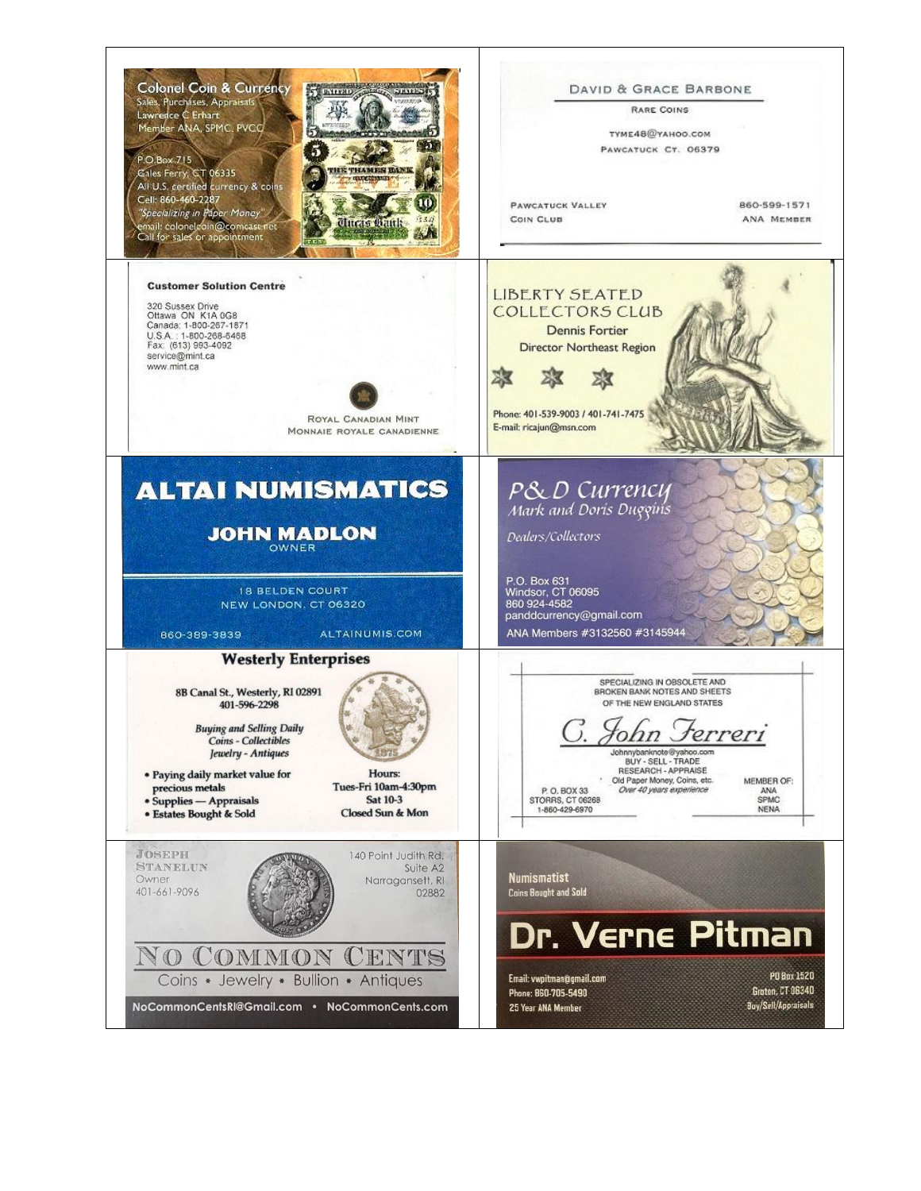| | |
|---|---|
| **Colonel Coin & Currency**<br>Sales, Purchases, Appraisals<br>Lawrence C Erhart<br>Member ANA, SPMC, PVCC<br>P.O.Box 715<br>Gales Ferry, CT 06335<br>All U.S. certified currency & coins<br>Cell: 860-460-2287<br>*"Specializing in Paper Money"*<br>email: colonelcoin@comcast.net<br>Call for sales or appointment | **DAVID & GRACE BARBONE**<br>RARE COINS<br>TYME48@YAHOO.COM<br>PAWCATUCK CT. 06379<br>PAWCATUCK VALLEY COIN CLUB<br>860-599-1571<br>ANA MEMBER |
| **Customer Solution Centre**<br>320 Sussex Drive<br>Ottawa ON K1A 0G8<br>Canada: 1-800-267-1871<br>U.S.A.: 1-800-268-6468<br>Fax: (613) 993-4092<br>service@mint.ca<br>www.mint.ca<br>ROYAL CANADIAN MINT<br>MONNAIE ROYALE CANADIENNE | **LIBERTY SEATED COLLECTORS CLUB**<br>Dennis Fortier<br>Director Northeast Region<br>Phone: 401-539-9003 / 401-741-7475<br>E-mail: ricajun@msn.com |
| **ALTAI NUMISMATICS**<br>**JOHN MADLON**<br>OWNER<br>18 BELDEN COURT<br>NEW LONDON, CT 06320<br>860-389-3839<br>ALTAINUMIS.COM | ***P&D Currency***<br>*Mark and Doris Duggins*<br>*Dealers/Collectors*<br>P.O. Box 631<br>Windsor, CT 06095<br>860 924-4582<br>panddcurrency@gmail.com<br>ANA Members #3132560 #3145944 |
| **Westerly Enterprises**<br>**8B Canal St., Westerly, RI 02891**<br>**401-596-2298**<br>***Buying and Selling Daily***<br>***Coins - Collectibles***<br>***Jewelry - Antiques***<br>• Paying daily market value for precious metals<br>• Supplies — Appraisals<br>• Estates Bought & Sold<br>Hours:<br>Tues-Fri 10am-4:30pm<br>Sat 10-3<br>Closed Sun & Mon | SPECIALIZING IN OBSOLETE AND BROKEN BANK NOTES AND SHEETS OF THE NEW ENGLAND STATES<br>*C. John Ferreri*<br>Johnnybanknote@yahoo.com<br>BUY - SELL - TRADE<br>RESEARCH - APPRAISE<br>Old Paper Money, Coins, etc.<br>*Over 40 years experience*<br>P. O. BOX 33<br>STORRS, CT 06268<br>1-860-429-6970<br>MEMBER OF:<br>ANA<br>SPMC<br>NENA |
| JOSEPH STANELUN<br>Owner<br>401-661-9096<br>140 Point Judith Rd.<br>Suite A2<br>Narragansett, RI<br>02882<br>**NO COMMON CENTS**<br>Coins • Jewelry • Bullion • Antiques<br>NoCommonCentsRI@Gmail.com • NoCommonCents.com | **Numismatist**<br>Coins Bought and Sold<br>**Dr. Verne Pitman**<br>Email: vwpitman@gmail.com<br>Phone: 860-705-5490<br>25 Year ANA Member<br>PO Box 1520<br>Groton, CT 06340<br>Buy/Sell/Appraisals |